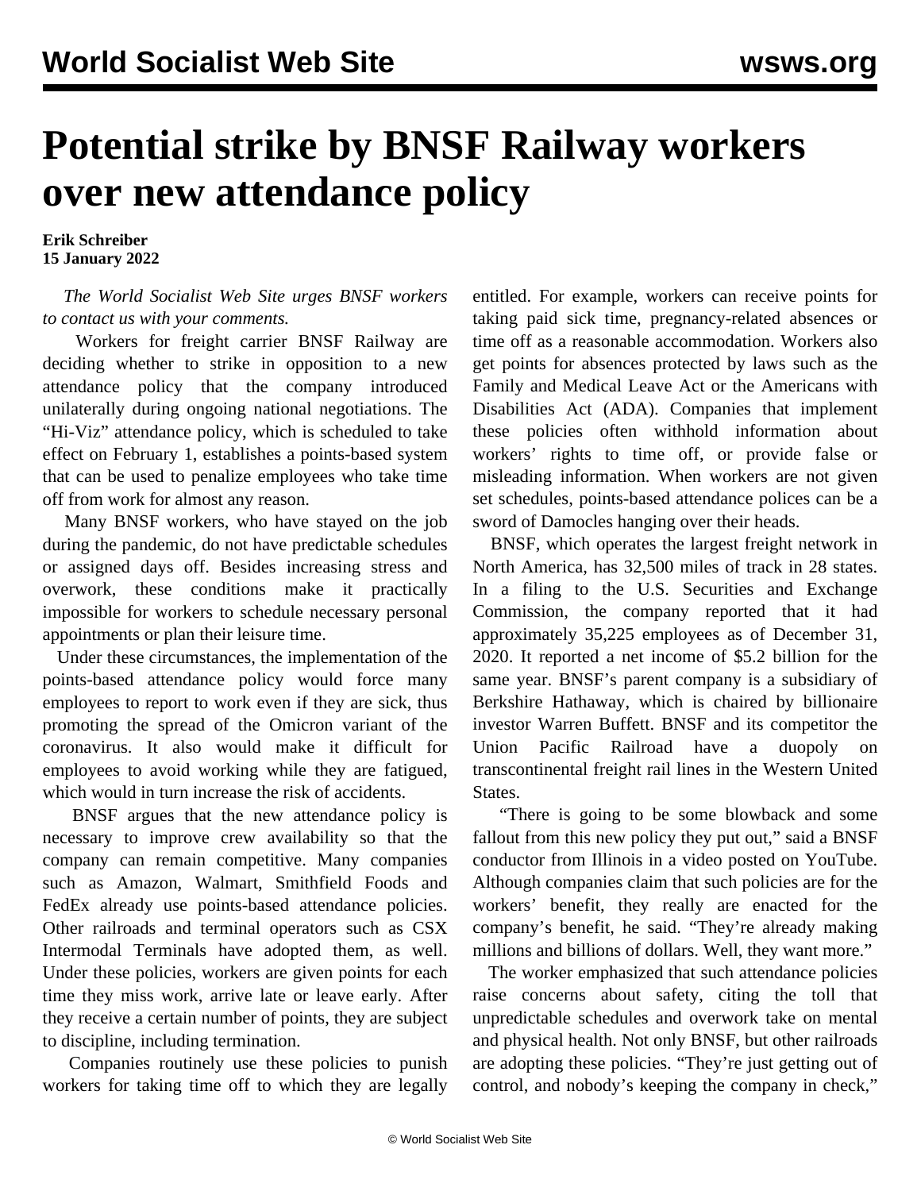# Potential strike by BNSF Railway workers over new attendance policy

**Erik Schreiber**
**15 January 2022**

*The World Socialist Web Site urges BNSF workers to contact us with your comments.*

Workers for freight carrier BNSF Railway are deciding whether to strike in opposition to a new attendance policy that the company introduced unilaterally during ongoing national negotiations. The "Hi-Viz" attendance policy, which is scheduled to take effect on February 1, establishes a points-based system that can be used to penalize employees who take time off from work for almost any reason.

Many BNSF workers, who have stayed on the job during the pandemic, do not have predictable schedules or assigned days off. Besides increasing stress and overwork, these conditions make it practically impossible for workers to schedule necessary personal appointments or plan their leisure time.

Under these circumstances, the implementation of the points-based attendance policy would force many employees to report to work even if they are sick, thus promoting the spread of the Omicron variant of the coronavirus. It also would make it difficult for employees to avoid working while they are fatigued, which would in turn increase the risk of accidents.

BNSF argues that the new attendance policy is necessary to improve crew availability so that the company can remain competitive. Many companies such as Amazon, Walmart, Smithfield Foods and FedEx already use points-based attendance policies. Other railroads and terminal operators such as CSX Intermodal Terminals have adopted them, as well. Under these policies, workers are given points for each time they miss work, arrive late or leave early. After they receive a certain number of points, they are subject to discipline, including termination.

Companies routinely use these policies to punish workers for taking time off to which they are legally entitled. For example, workers can receive points for taking paid sick time, pregnancy-related absences or time off as a reasonable accommodation. Workers also get points for absences protected by laws such as the Family and Medical Leave Act or the Americans with Disabilities Act (ADA). Companies that implement these policies often withhold information about workers' rights to time off, or provide false or misleading information. When workers are not given set schedules, points-based attendance polices can be a sword of Damocles hanging over their heads.

BNSF, which operates the largest freight network in North America, has 32,500 miles of track in 28 states. In a filing to the U.S. Securities and Exchange Commission, the company reported that it had approximately 35,225 employees as of December 31, 2020. It reported a net income of $5.2 billion for the same year. BNSF's parent company is a subsidiary of Berkshire Hathaway, which is chaired by billionaire investor Warren Buffett. BNSF and its competitor the Union Pacific Railroad have a duopoly on transcontinental freight rail lines in the Western United States.

"There is going to be some blowback and some fallout from this new policy they put out," said a BNSF conductor from Illinois in a video posted on YouTube. Although companies claim that such policies are for the workers' benefit, they really are enacted for the company's benefit, he said. "They're already making millions and billions of dollars. Well, they want more."

The worker emphasized that such attendance policies raise concerns about safety, citing the toll that unpredictable schedules and overwork take on mental and physical health. Not only BNSF, but other railroads are adopting these policies. "They're just getting out of control, and nobody's keeping the company in check,"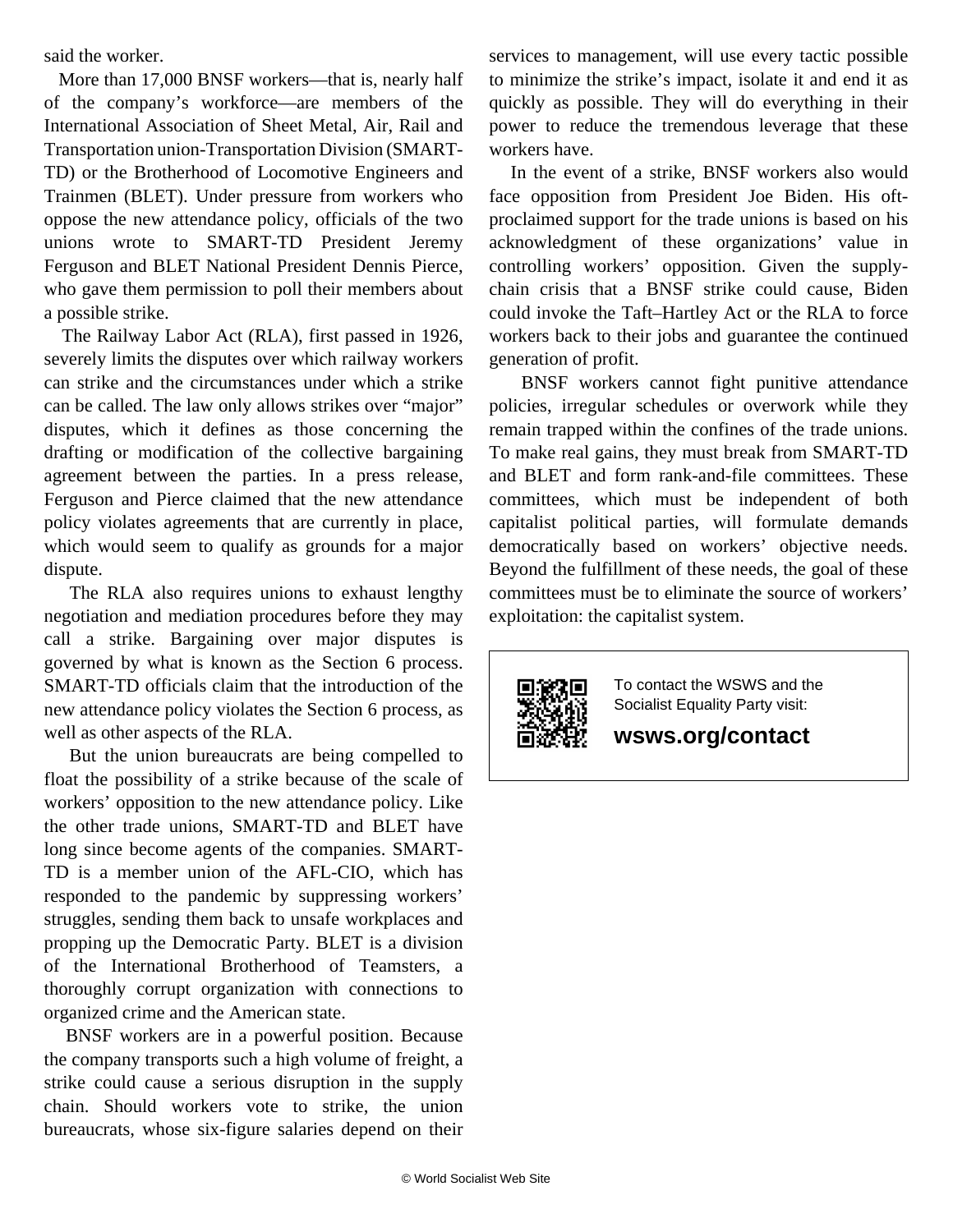said the worker.

More than 17,000 BNSF workers—that is, nearly half of the company's workforce—are members of the International Association of Sheet Metal, Air, Rail and Transportation union-Transportation Division (SMART-TD) or the Brotherhood of Locomotive Engineers and Trainmen (BLET). Under pressure from workers who oppose the new attendance policy, officials of the two unions wrote to SMART-TD President Jeremy Ferguson and BLET National President Dennis Pierce, who gave them permission to poll their members about a possible strike.

The Railway Labor Act (RLA), first passed in 1926, severely limits the disputes over which railway workers can strike and the circumstances under which a strike can be called. The law only allows strikes over "major" disputes, which it defines as those concerning the drafting or modification of the collective bargaining agreement between the parties. In a press release, Ferguson and Pierce claimed that the new attendance policy violates agreements that are currently in place, which would seem to qualify as grounds for a major dispute.

The RLA also requires unions to exhaust lengthy negotiation and mediation procedures before they may call a strike. Bargaining over major disputes is governed by what is known as the Section 6 process. SMART-TD officials claim that the introduction of the new attendance policy violates the Section 6 process, as well as other aspects of the RLA.

But the union bureaucrats are being compelled to float the possibility of a strike because of the scale of workers' opposition to the new attendance policy. Like the other trade unions, SMART-TD and BLET have long since become agents of the companies. SMART-TD is a member union of the AFL-CIO, which has responded to the pandemic by suppressing workers' struggles, sending them back to unsafe workplaces and propping up the Democratic Party. BLET is a division of the International Brotherhood of Teamsters, a thoroughly corrupt organization with connections to organized crime and the American state.

BNSF workers are in a powerful position. Because the company transports such a high volume of freight, a strike could cause a serious disruption in the supply chain. Should workers vote to strike, the union bureaucrats, whose six-figure salaries depend on their services to management, will use every tactic possible to minimize the strike's impact, isolate it and end it as quickly as possible. They will do everything in their power to reduce the tremendous leverage that these workers have.

In the event of a strike, BNSF workers also would face opposition from President Joe Biden. His oft-proclaimed support for the trade unions is based on his acknowledgment of these organizations' value in controlling workers' opposition. Given the supply-chain crisis that a BNSF strike could cause, Biden could invoke the Taft–Hartley Act or the RLA to force workers back to their jobs and guarantee the continued generation of profit.

BNSF workers cannot fight punitive attendance policies, irregular schedules or overwork while they remain trapped within the confines of the trade unions. To make real gains, they must break from SMART-TD and BLET and form rank-and-file committees. These committees, which must be independent of both capitalist political parties, will formulate demands democratically based on workers' objective needs. Beyond the fulfillment of these needs, the goal of these committees must be to eliminate the source of workers' exploitation: the capitalist system.

To contact the WSWS and the Socialist Equality Party visit:

**wsws.org/contact**